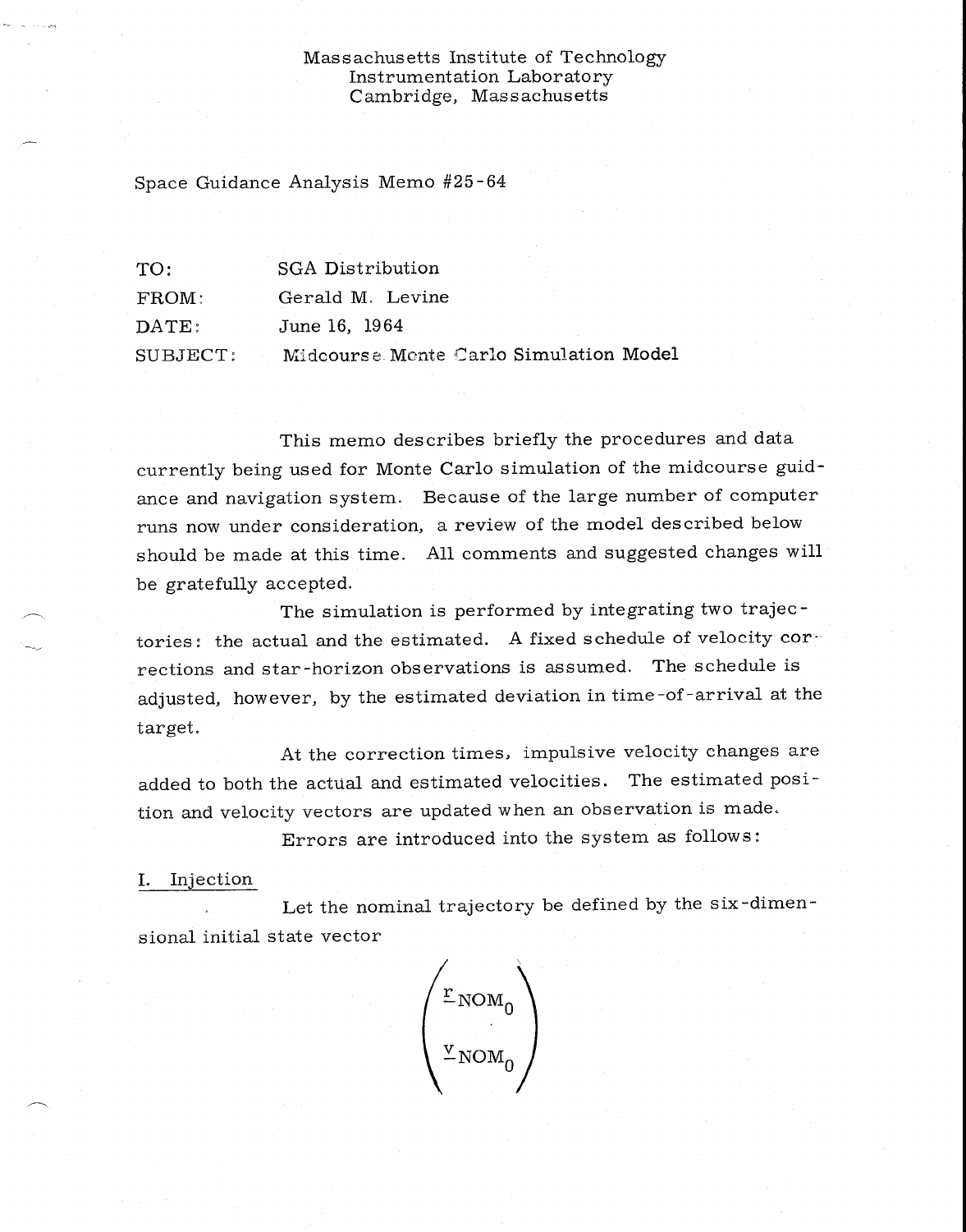Massachusetts Institute of Technology
Instrumentation Laboratory
Cambridge, Massachusetts

Space Guidance Analysis Memo #25-64

TO: SGA Distribution
FROM: Gerald M. Levine
DATE: June 16, 1964
SUBJECT: Midcourse Monte Carlo Simulation Model

This memo describes briefly the procedures and data currently being used for Monte Carlo simulation of the midcourse guidance and navigation system. Because of the large number of computer runs now under consideration, a review of the model described below should be made at this time. All comments and suggested changes will be gratefully accepted.

The simulation is performed by integrating two trajectories: the actual and the estimated. A fixed schedule of velocity corrections and star-horizon observations is assumed. The schedule is adjusted, however, by the estimated deviation in time-of-arrival at the target.

At the correction times, impulsive velocity changes are added to both the actual and estimated velocities. The estimated position and velocity vectors are updated when an observation is made.

Errors are introduced into the system as follows:

## I. Injection

Let the nominal trajectory be defined by the six-dimensional initial state vector

$$\begin{pmatrix} \underline{r}_{NOM_0} \\ \underline{v}_{NOM_0} \end{pmatrix}$$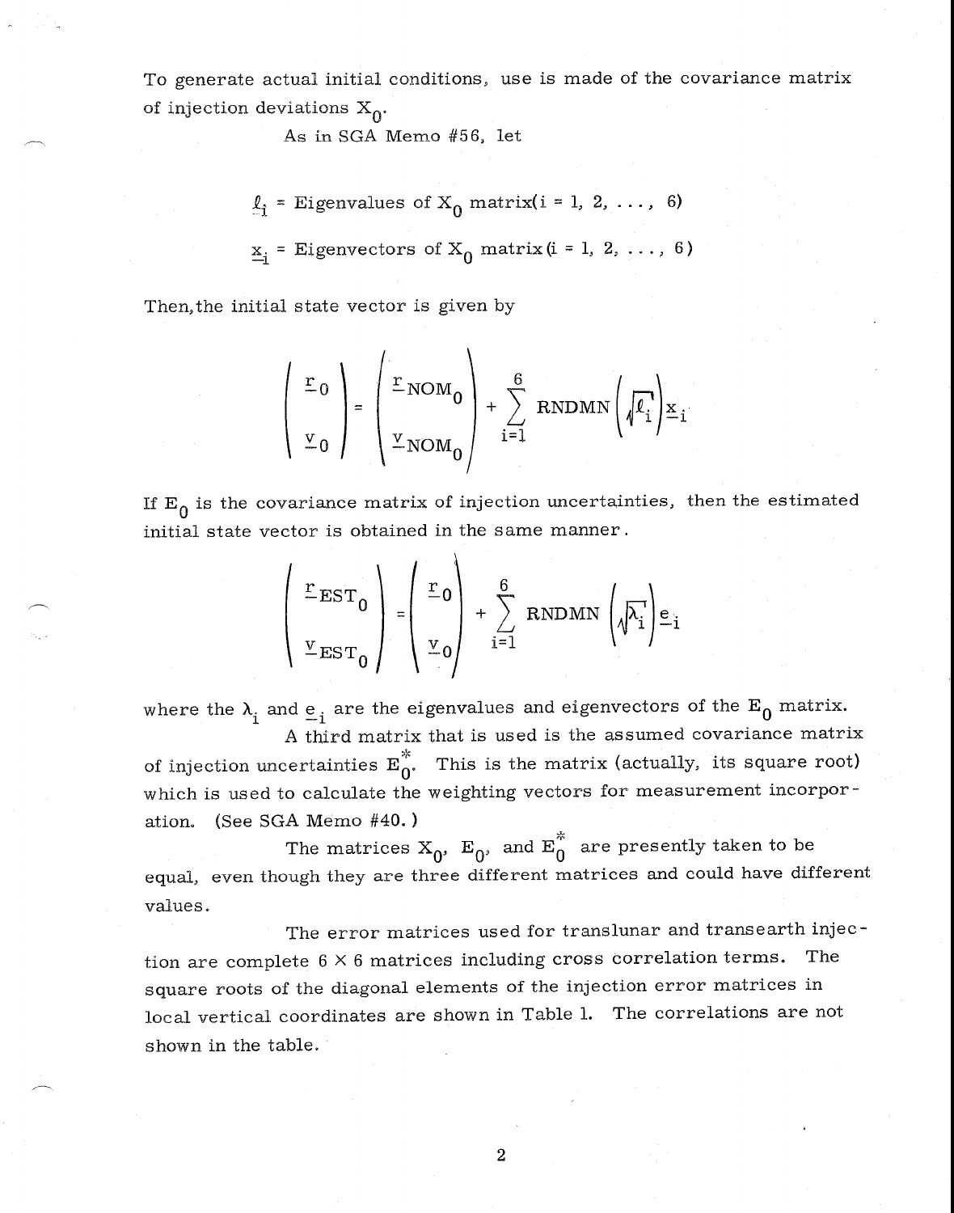To generate actual initial conditions, use is made of the covariance matrix of injection deviations $X_0$.

As in SGA Memo #56, let

$$\ell_i = \text{Eigenvalues of } X_0 \text{ matrix} (i = 1, 2, \ldots, 6)$$

$$\underline{x}_i = \text{Eigenvectors of } X_0 \text{ matrix} (i = 1, 2, \ldots, 6)$$

Then, the initial state vector is given by

$$\begin{pmatrix} \underline{r}_0 \\ \underline{v}_0 \end{pmatrix} = \begin{pmatrix} \underline{r}_{NOM_0} \\ \underline{v}_{NOM_0} \end{pmatrix} + \sum_{i=1}^{6} \text{RNDMN} \left( \sqrt{\ell_i} \right) \underline{x}_i$$

If $E_0$ is the covariance matrix of injection uncertainties, then the estimated initial state vector is obtained in the same manner.

$$\begin{pmatrix} \underline{r}_{EST_0} \\ \underline{v}_{EST_0} \end{pmatrix} = \begin{pmatrix} \underline{r}_0 \\ \underline{v}_0 \end{pmatrix} + \sum_{i=1}^{6} \text{RNDMN} \left( \sqrt{\lambda_i} \right) \underline{e}_i$$

where the $\lambda_i$ and $\underline{e}_i$ are the eigenvalues and eigenvectors of the $E_0$ matrix.

A third matrix that is used is the assumed covariance matrix of injection uncertainties $E_0^*$. This is the matrix (actually, its square root) which is used to calculate the weighting vectors for measurement incorporation. (See SGA Memo #40.)

The matrices $X_0$, $E_0$, and $E_0^*$ are presently taken to be equal, even though they are three different matrices and could have different values.

The error matrices used for translunar and transearth injection are complete $6 \times 6$ matrices including cross correlation terms. The square roots of the diagonal elements of the injection error matrices in local vertical coordinates are shown in Table 1. The correlations are not shown in the table.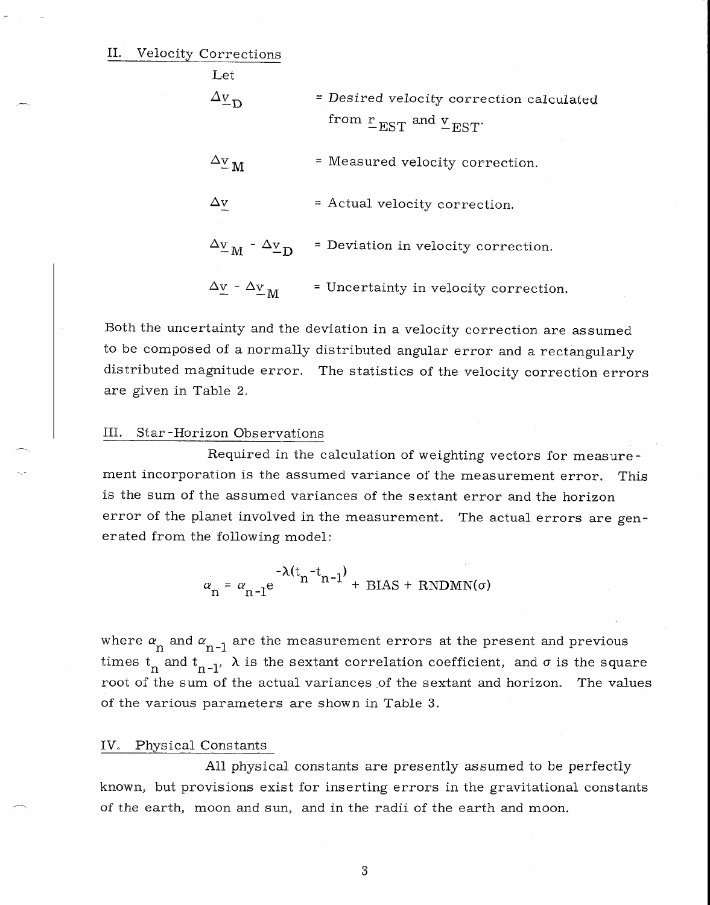## II. Velocity Corrections

Let

$\Delta \underline{v}_D$ = *Desired* velocity correction calculated from $\underline{r}_{EST}$ and $\underline{v}_{EST}$.

$\Delta \underline{v}_M$ = Measured velocity correction.

$\Delta \underline{v}$ = Actual velocity correction.

$\Delta \underline{v}_M - \Delta \underline{v}_D$ = Deviation in velocity correction.

$\Delta \underline{v} - \Delta \underline{v}_M$ = Uncertainty in velocity correction.

Both the uncertainty and the deviation in a velocity correction are assumed to be composed of a normally distributed angular error and a rectangularly distributed magnitude error. The statistics of the velocity correction errors are given in Table 2.

## III. Star-Horizon Observations

Required in the calculation of weighting vectors for measurement incorporation is the assumed variance of the measurement error. This is the sum of the assumed variances of the sextant error and the horizon error of the planet involved in the measurement. The actual errors are generated from the following model:

$$\alpha_n = \alpha_{n-1} e^{-\lambda(t_n - t_{n-1})} + \text{BIAS} + \text{RNDMN}(\sigma)$$

where $\alpha_n$ and $\alpha_{n-1}$ are the measurement errors at the present and previous times $t_n$ and $t_{n-1}$, $\lambda$ is the sextant correlation coefficient, and $\sigma$ is the square root of the sum of the actual variances of the sextant and horizon. The values of the various parameters are shown in Table 3.

## IV. Physical Constants

All physical constants are presently assumed to be perfectly known, but provisions exist for inserting errors in the gravitational constants of the earth, moon and sun, and in the radii of the earth and moon.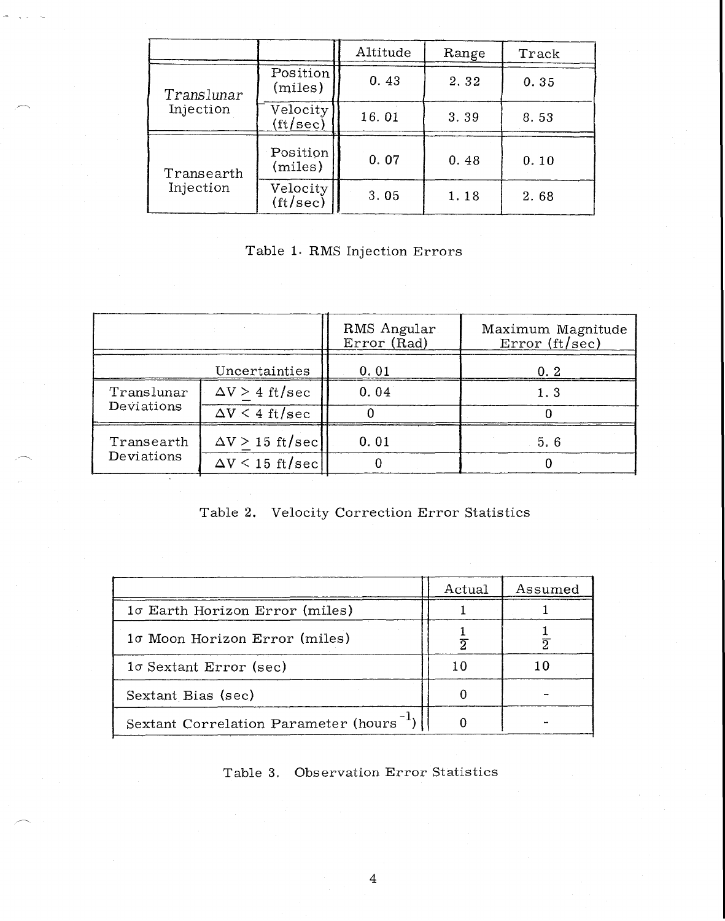| | | Altitude | Range | Track |
|---|---|---|---|---|
| *Translunar* Injection | Position (miles) | 0.43 | 2.32 | 0.35 |
| | Velocity (ft/sec) | 16.01 | 3.39 | 8.53 |
| Transearth Injection | Position (miles) | 0.07 | 0.48 | 0.10 |
| | Velocity (ft/sec) | 3.05 | 1.18 | 2.68 |

Table 1. RMS Injection Errors

| | | RMS Angular Error (Rad) | Maximum Magnitude Error (ft/sec) |
|---|---|---|---|
| | Uncertainties | 0.01 | 0.2 |
| Translunar Deviations | $\Delta V \geq 4$ ft/sec | 0.04 | 1.3 |
| | $\Delta V < 4$ ft/sec | 0 | 0 |
| Transearth Deviations | $\Delta V \geq 15$ ft/sec | 0.01 | 5.6 |
| | $\Delta V < 15$ ft/sec | 0 | 0 |

Table 2. Velocity Correction Error Statistics

| | Actual | Assumed |
|---|---|---|
| $1\sigma$ Earth Horizon Error (miles) | 1 | 1 |
| $1\sigma$ Moon Horizon Error (miles) | $\frac{1}{2}$ | $\frac{1}{2}$ |
| $1\sigma$ Sextant Error (sec) | 10 | 10 |
| Sextant Bias (sec) | 0 | - |
| Sextant Correlation Parameter (hours$^{-1}$) | 0 | - |

Table 3. Observation Error Statistics